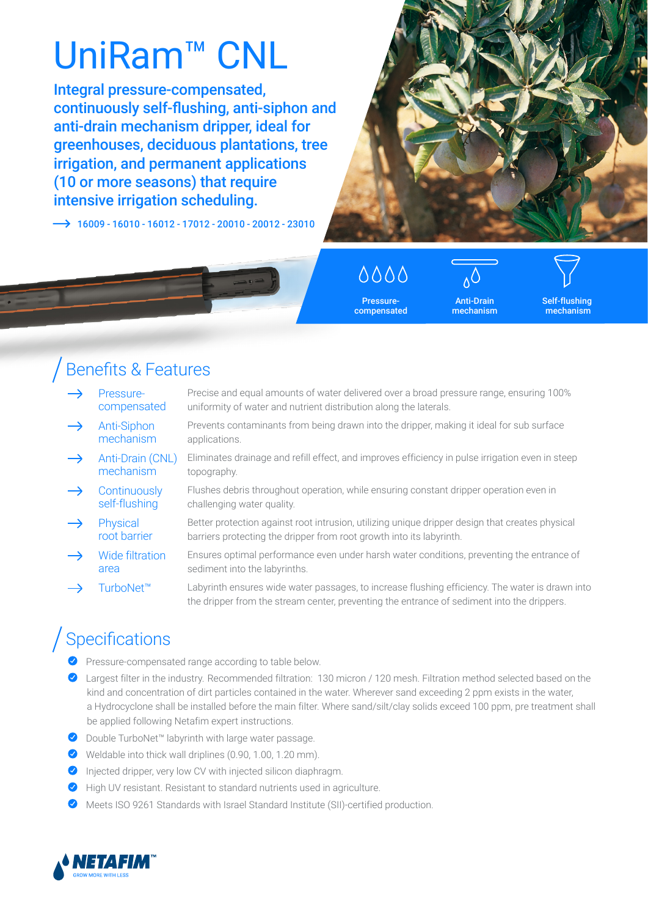# UniRam™ CNL

**Integral pressure-compensated, continuously self-flushing, anti-siphon and anti-drain mechanism dripper, ideal for greenhouses, deciduous plantations, tree irrigation, and permanent applications (10 or more seasons) that require intensive irrigation scheduling.**

→ 16009 - 16010 - 16012 - 17012 - 20010 - 20012 - 23010

Pressure-compensated | Anti-Drain mechanism | Self-flushing mechanism

## Benefits & Features

| | |
|---|---|
| → Pressure-compensated | Precise and equal amounts of water delivered over a broad pressure range, ensuring 100% uniformity of water and nutrient distribution along the laterals. |
| → Anti-Siphon mechanism | Prevents contaminants from being drawn into the dripper, making it ideal for sub surface applications. |
| → Anti-Drain (CNL) mechanism | Eliminates drainage and refill effect, and improves efficiency in pulse irrigation even in steep topography. |
| → Continuously self-flushing | Flushes debris throughout operation, while ensuring constant dripper operation even in challenging water quality. |
| → Physical root barrier | Better protection against root intrusion, utilizing unique dripper design that creates physical barriers protecting the dripper from root growth into its labyrinth. |
| → Wide filtration area | Ensures optimal performance even under harsh water conditions, preventing the entrance of sediment into the labyrinths. |
| → TurboNet™ | Labyrinth ensures wide water passages, to increase flushing efficiency. The water is drawn into the dripper from the stream center, preventing the entrance of sediment into the drippers. |

## Specifications

- Pressure-compensated range according to table below.
- Largest filter in the industry. Recommended filtration: 130 micron / 120 mesh. Filtration method selected based on the kind and concentration of dirt particles contained in the water. Wherever sand exceeding 2 ppm exists in the water, a Hydrocyclone shall be installed before the main filter. Where sand/silt/clay solids exceed 100 ppm, pre treatment shall be applied following Netafim expert instructions.
- Double TurboNet™ labyrinth with large water passage.
- Weldable into thick wall driplines (0.90, 1.00, 1.20 mm).
- Injected dripper, very low CV with injected silicon diaphragm.
- High UV resistant. Resistant to standard nutrients used in agriculture.
- Meets ISO 9261 Standards with Israel Standard Institute (SII)-certified production.

NETAFIM™ GROW MORE WITH LESS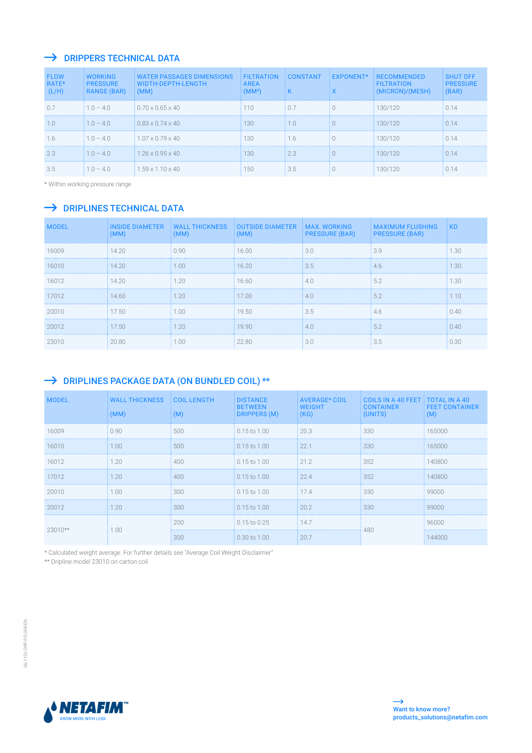## → DRIPPERS TECHNICAL DATA

| FLOW RATE* (L/H) | WORKING PRESSURE RANGE (BAR) | WATER PASSAGES DIMENSIONS WIDTH-DEPTH-LENGTH (MM) | FILTRATION AREA (MM²) | CONSTANT K | EXPONENT* X | RECOMMENDED FILTRATION (MICRON)/(MESH) | SHUT OFF PRESSURE (BAR) |
|---|---|---|---|---|---|---|---|
| 0.7 | 1.0 – 4.0 | 0.70 x 0.65 x 40 | 110 | 0.7 | 0 | 130/120 | 0.14 |
| 1.0 | 1.0 – 4.0 | 0.83 x 0.74 x 40 | 130 | 1.0 | 0 | 130/120 | 0.14 |
| 1.6 | 1.0 – 4.0 | 1.07 x 0.79 x 40 | 130 | 1.6 | 0 | 130/120 | 0.14 |
| 2.3 | 1.0 – 4.0 | 1.26 x 0.95 x 40 | 130 | 2.3 | 0 | 130/120 | 0.14 |
| 3.5 | 1.0 – 4.0 | 1.59 x 1.10 x 40 | 150 | 3.5 | 0 | 130/120 | 0.14 |

* Within working pressure range

## → DRIPLINES TECHNICAL DATA

| MODEL | INSIDE DIAMETER (MM) | WALL THICKNESS (MM) | OUTSIDE DIAMETER (MM) | MAX. WORKING PRESSURE (BAR) | MAXIMUM FLUSHING PRESSURE (BAR) | KD |
|---|---|---|---|---|---|---|
| 16009 | 14.20 | 0.90 | 16.00 | 3.0 | 3.9 | 1.30 |
| 16010 | 14.20 | 1.00 | 16.20 | 3.5 | 4.6 | 1.30 |
| 16012 | 14.20 | 1.20 | 16.60 | 4.0 | 5.2 | 1.30 |
| 17012 | 14.60 | 1.20 | 17.00 | 4.0 | 5.2 | 1.10 |
| 20010 | 17.50 | 1.00 | 19.50 | 3.5 | 4.6 | 0.40 |
| 20012 | 17.50 | 1.20 | 19.90 | 4.0 | 5.2 | 0.40 |
| 23010 | 20.80 | 1.00 | 22.80 | 3.0 | 3.5 | 0.30 |

## → DRIPLINES PACKAGE DATA (ON BUNDLED COIL) **

| MODEL | WALL THICKNESS (MM) | COIL LENGTH (M) | DISTANCE BETWEEN DRIPPERS (M) | AVERAGE* COIL WEIGHT (KG) | COILS IN A 40 FEET CONTAINER (UNITS) | TOTAL IN A 40 FEET CONTAINER (M) |
|---|---|---|---|---|---|---|
| 16009 | 0.90 | 500 | 0.15 to 1.00 | 20.3 | 330 | 165000 |
| 16010 | 1.00 | 500 | 0.15 to 1.00 | 22.1 | 330 | 165000 |
| 16012 | 1.20 | 400 | 0.15 to 1.00 | 21.2 | 352 | 140800 |
| 17012 | 1.20 | 400 | 0.15 to 1.00 | 22.4 | 352 | 140800 |
| 20010 | 1.00 | 300 | 0.15 to 1.00 | 17.4 | 330 | 99000 |
| 20012 | 1.20 | 300 | 0.15 to 1.00 | 20.2 | 330 | 99000 |
| 23010** | 1.00 | 200 | 0.15 to 0.25 | 14.7 | 480 | 96000 |
| | | 300 | 0.30 to 1.00 | 20.7 | | 144000 |

* Calculated weight average. For further details see "Average Coil Weight Disclaimer"
** Dripline model 23010 on carton coil

06-1120-DRP-PS-004-EN

NETAFIM™ GROW MORE WITH LESS

→ Want to know more?
products_solutions@netafim.com